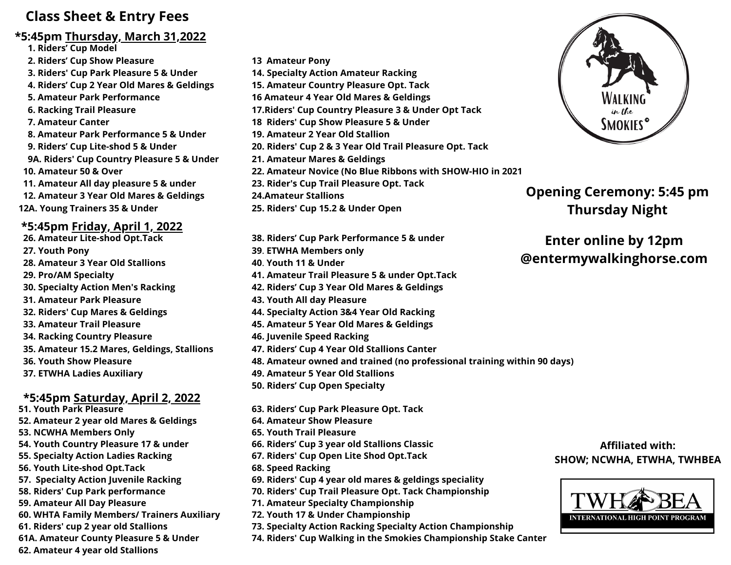# Class Sheet & Entry Fees

## *5:45pm Thursday, March 31,2022

1. Riders' Cup Model
2. Riders' Cup Show Pleasure
3. Riders' Cup Park Pleasure 5 & Under
4. Riders' Cup 2 Year Old Mares & Geldings
5. Amateur Park Performance
6. Racking Trail Pleasure
7. Amateur Canter
8. Amateur Park Performance 5 & Under
9. Riders' Cup Lite-shod 5 & Under

9A. Riders' Cup Country Pleasure 5 & Under

10. Amateur 50 & Over
11. Amateur All day pleasure 5 & under
12. Amateur 3 Year Old Mares & Geldings

12A. Young Trainers 35 & Under

13 Amateur Pony

14. Specialty Action Amateur Racking
15. Amateur Country Pleasure Opt. Tack

16 Amateur 4 Year Old Mares & Geldings

17.Riders' Cup Country Pleasure 3 & Under Opt Tack

18 Riders' Cup Show Pleasure 5 & Under

19. Amateur 2 Year Old Stallion
20. Riders' Cup 2 & 3 Year Old Trail Pleasure Opt. Tack
21. Amateur Mares & Geldings
22. Amateur Novice (No Blue Ribbons with SHOW-HIO in 2021
23. Rider's Cup Trail Pleasure Opt. Tack

24.Amateur Stallions

25. Riders' Cup 15.2 & Under Open

## *5:45pm Friday, April 1, 2022

26. Amateur Lite-shod Opt.Tack
27. Youth Pony
28. Amateur 3 Year Old Stallions
29. Pro/AM Specialty
30. Specialty Action Men's Racking
31. Amateur Park Pleasure
32. Riders' Cup Mares & Geldings
33. Amateur Trail Pleasure
34. Racking Country Pleasure
35. Amateur 15.2 Mares, Geldings, Stallions
36. Youth Show Pleasure
37. ETWHA Ladies Auxiliary
38. Riders' Cup Park Performance 5 & under
39. ETWHA Members only
40. Youth 11 & Under
41. Amateur Trail Pleasure 5 & under Opt.Tack
42. Riders' Cup 3 Year Old Mares & Geldings
43. Youth All day Pleasure
44. Specialty Action 3&4 Year Old Racking
45. Amateur 5 Year Old Mares & Geldings
46. Juvenile Speed Racking
47. Riders' Cup 4 Year Old Stallions Canter
48. Amateur owned and trained (no professional training within 90 days)
49. Amateur 5 Year Old Stallions
50. Riders' Cup Open Specialty

## *5:45pm Saturday, April 2, 2022

51. Youth Park Pleasure
52. Amateur 2 year old Mares & Geldings
53. NCWHA Members Only
54. Youth Country Pleasure 17 & under
55. Specialty Action Ladies Racking
56. Youth Lite-shod Opt.Tack
57. Specialty Action Juvenile Racking
58. Riders' Cup Park performance
59. Amateur All Day Pleasure
60. WHTA Family Members/ Trainers Auxiliary
61. Riders' cup 2 year old Stallions

61A. Amateur County Pleasure 5 & Under

62. Amateur 4 year old Stallions
63. Riders' Cup Park Pleasure Opt. Tack
64. Amateur Show Pleasure
65. Youth Trail Pleasure
66. Riders' Cup 3 year old Stallions Classic
67. Riders' Cup Open Lite Shod Opt.Tack
68. Speed Racking
69. Riders' Cup 4 year old mares & geldings speciality
70. Riders' Cup Trail Pleasure Opt. Tack Championship
71. Amateur Specialty Championship
72. Youth 17 & Under Championship
73. Specialty Action Racking Specialty Action Championship
74. Riders' Cup Walking in the Smokies Championship Stake Canter

Walking in the Smokies ©

**Opening Ceremony: 5:45 pm Thursday Night**

**Enter online by 12pm @entermywalkinghorse.com**

**Affiliated with:**
**SHOW; NCWHA, ETWHA, TWHBEA**

TWHBEA INTERNATIONAL HIGH POINT PROGRAM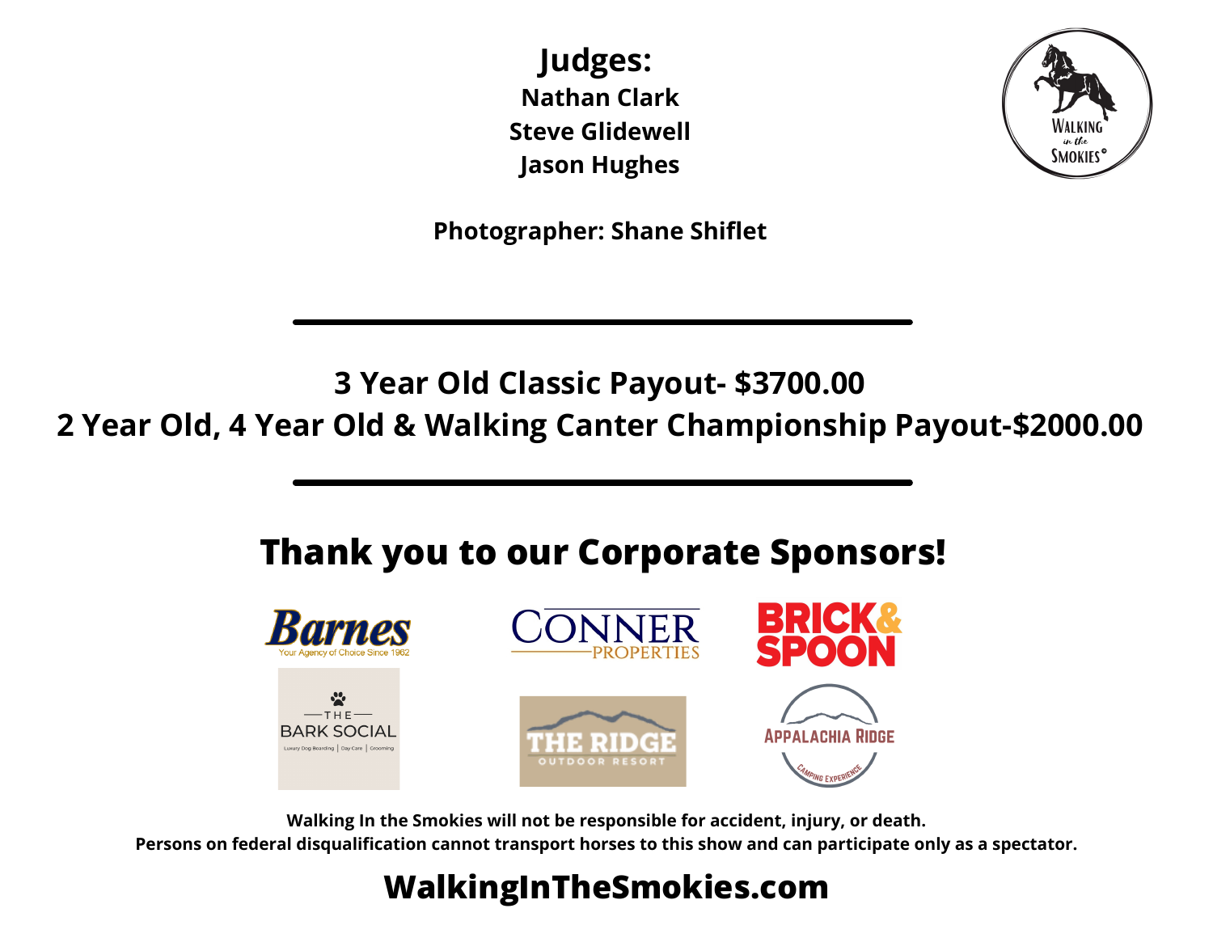## Judges:

**Nathan Clark**
**Steve Glidewell**
**Jason Hughes**

**Photographer: Shane Shiflet**

---

**3 Year Old Classic Payout- $3700.00**
**2 Year Old, 4 Year Old & Walking Canter Championship Payout-$2000.00**

---

## Thank you to our Corporate Sponsors!

Barnes
Your Agency of Choice Since 1962

CONNER PROPERTIES

BRICK& SPOON

THE BARK SOCIAL
Luxury Dog Boarding | Day Care | Grooming

THE RIDGE
OUTDOOR RESORT

APPALACHIA RIDGE
CAMPING EXPERIENCE

**Walking In the Smokies will not be responsible for accident, injury, or death.**
**Persons on federal disqualification cannot transport horses to this show and can participate only as a spectator.**

**WalkingInTheSmokies.com**